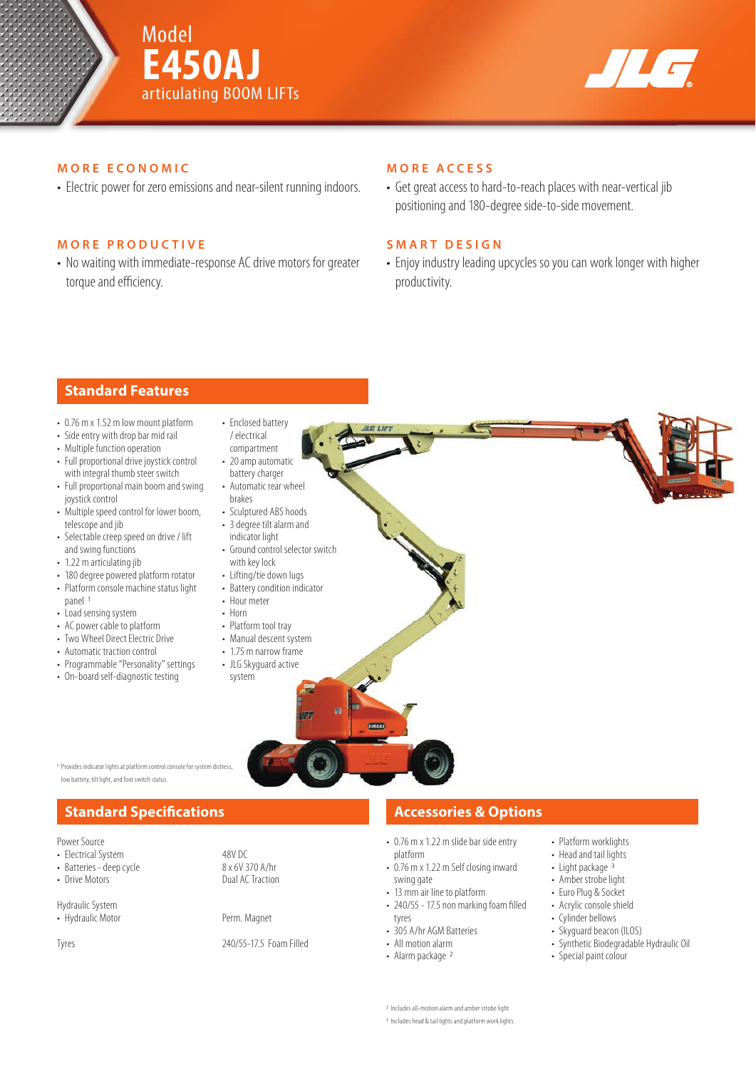# Model
# E450AJ
## articulating BOOM LIFTs

### MORE ECONOMIC

- Electric power for zero emissions and near-silent running indoors.

### MORE PRODUCTIVE

- No waiting with immediate-response AC drive motors for greater torque and efficiency.

### MORE ACCESS

- Get great access to hard-to-reach places with near-vertical jib positioning and 180-degree side-to-side movement.

### SMART DESIGN

- Enjoy industry leading upcycles so you can work longer with higher productivity.

## Standard Features

- 0.76 m x 1.52 m low mount platform
- Side entry with drop bar mid rail
- Multiple function operation
- Full proportional drive joystick control with integral thumb steer switch
- Full proportional main boom and swing joystick control
- Multiple speed control for lower boom, telescope and jib
- Selectable creep speed on drive / lift and swing functions
- 1.22 m articulating jib
- 180 degree powered platform rotator
- Platform console machine status light panel [1]
- Load sensing system
- AC power cable to platform
- Two Wheel Direct Electric Drive
- Automatic traction control
- Programmable "Personality" settings
- On-board self-diagnostic testing
- Enclosed battery / electrical compartment
- 20 amp automatic battery charger
- Automatic rear wheel brakes
- Sculptured ABS hoods
- 3 degree tilt alarm and indicator light
- Ground control selector switch with key lock
- Lifting/tie down lugs
- Battery condition indicator
- Hour meter
- Horn
- Platform tool tray
- Manual descent system
- 1.75 m narrow frame
- JLG Skyguard active system

[1] Provides indicator lights at platform control console for system distress, low battery, tilt light, and foot switch status.

## Standard Specifications

| | |
|---|---|
| **Power Source** | |
| • Electrical System | 48V DC |
| • Batteries - deep cycle | 8 x 6V 370 A/hr |
| • Drive Motors | Dual AC Traction |
| **Hydraulic System** | |
| • Hydraulic Motor | Perm. Magnet |
| **Tyres** | 240/55-17.5 Foam Filled |

## Accessories & Options

- 0.76 m x 1.22 m slide bar side entry platform
- 0.76 m x 1.22 m Self closing inward swing gate
- 13 mm air line to platform
- 240/55 - 17.5 non marking foam filled tyres
- 305 A/hr AGM Batteries
- All motion alarm
- Alarm package [2]
- Platform worklights
- Head and tail lights
- Light package [3]
- Amber strobe light
- Euro Plug & Socket
- Acrylic console shield
- Cylinder bellows
- Skyguard beacon (ILOS)
- Synthetic Biodegradable Hydraulic Oil
- Special paint colour

[2] Includes all-motion alarm and amber strobe light.

[3] Includes head & tail lights and platform work lights.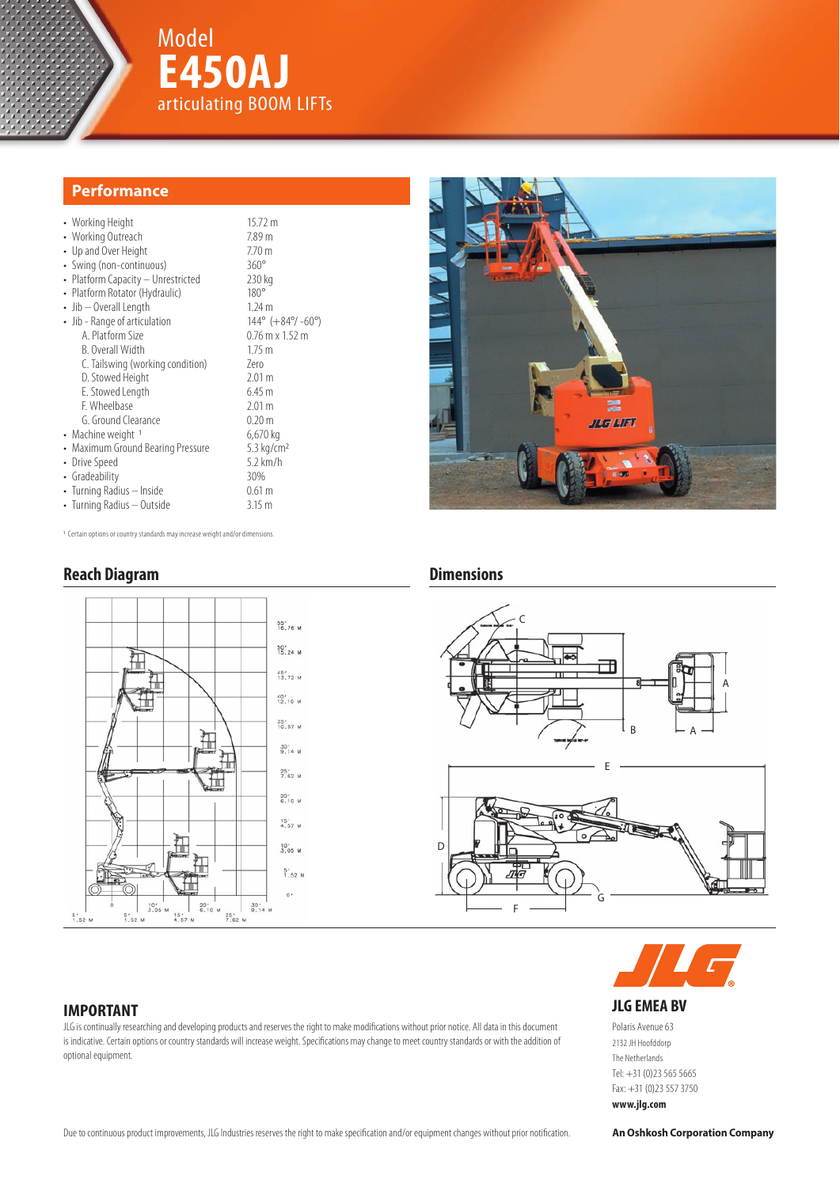# Model

# E450AJ

articulating BOOM LIFTs

## Performance

| | |
|---|---|
| • Working Height | 15.72 m |
| • Working Outreach | 7.89 m |
| • Up and Over Height | 7.70 m |
| • Swing (non-continuous) | 360° |
| • Platform Capacity – Unrestricted | 230 kg |
| • Platform Rotator (Hydraulic) | 180° |
| • Jib – Overall Length | 1.24 m |
| • Jib - Range of articulation | 144° (+84°/ -60°) |
| A. Platform Size | 0.76 m x 1.52 m |
| B. Overall Width | 1.75 m |
| C. Tailswing (working condition) | Zero |
| D. Stowed Height | 2.01 m |
| E. Stowed Length | 6.45 m |
| F. Wheelbase | 2.01 m |
| G. Ground Clearance | 0.20 m |
| • Machine weight [1] | 6,670 kg |
| • Maximum Ground Bearing Pressure | 5.3 kg/cm² |
| • Drive Speed | 5.2 km/h |
| • Gradeability | 30% |
| • Turning Radius – Inside | 0.61 m |
| • Turning Radius – Outside | 3.15 m |

[1] Certain options or country standards may increase weight and/or dimensions.

## Reach Diagram

55' 16.76 M
50' 15.24 M
45' 13.72 M
40' 12.19 M
35' 10.67 M
30' 9.14 M
25' 7.62 M
20' 6.10 M
15' 4.57 M
10' 3.05 M
5' 1.52 M
0'

5' 1.52 M
0
5' 1.52 M
10' 3.05 M
15' 4.57 M
20' 6.10 M
25' 7.62 M
30' 9.14 M

## Dimensions

A, B, C, D, E, F, G

## IMPORTANT

JLG is continually researching and developing products and reserves the right to make modifications without prior notice. All data in this document is indicative. Certain options or country standards will increase weight. Specifications may change to meet country standards or with the addition of optional equipment.

**JLG EMEA BV**

Polaris Avenue 63
2132 JH Hoofddorp
The Netherlands
Tel: +31 (0)23 565 5665
Fax: +31 (0)23 557 3750
**www.jlg.com**

Due to continuous product improvements, JLG Industries reserves the right to make specification and/or equipment changes without prior notification.

**An Oshkosh Corporation Company**